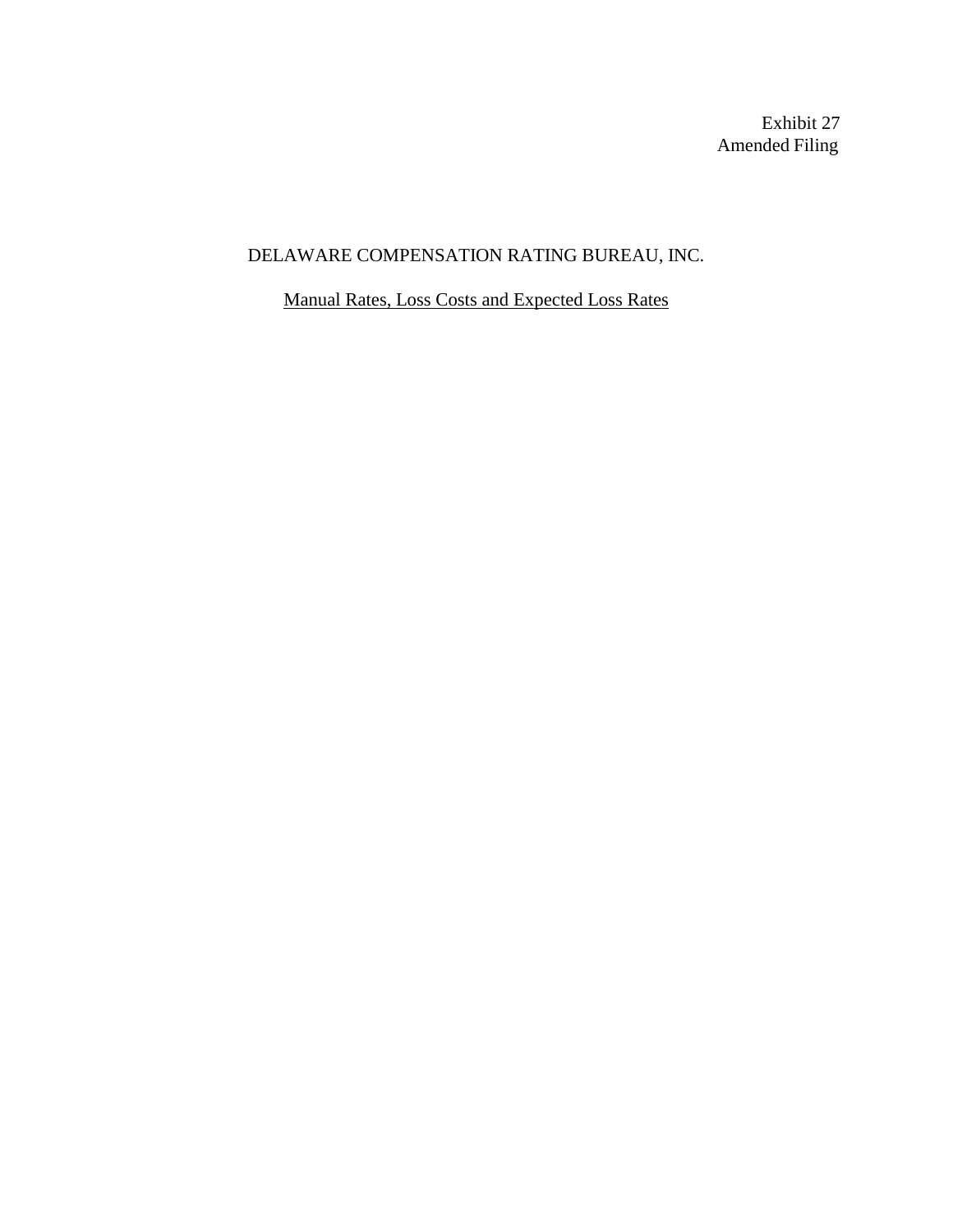Exhibit 27
Amended Filing

# DELAWARE COMPENSATION RATING BUREAU, INC.

## Manual Rates, Loss Costs and Expected Loss Rates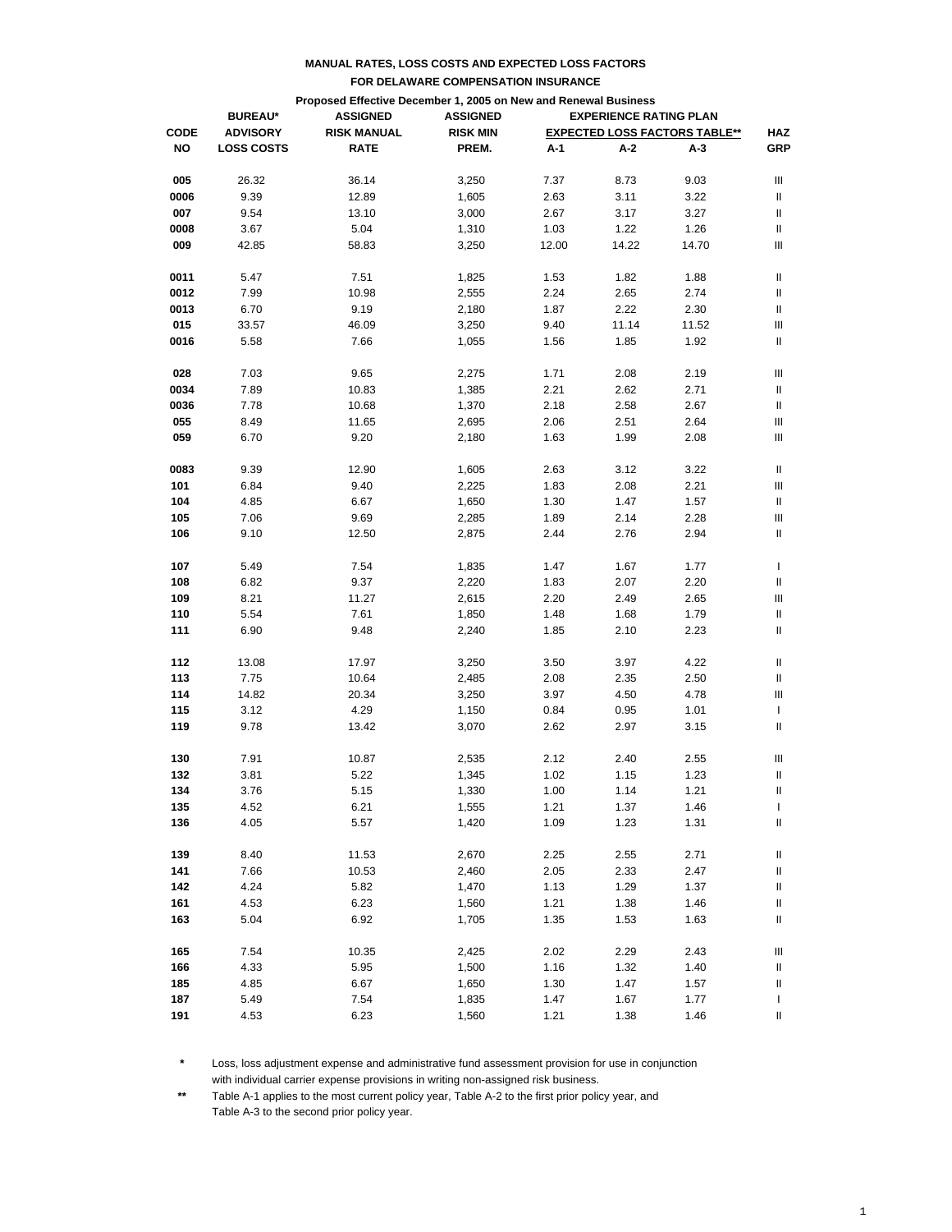**MANUAL RATES, LOSS COSTS AND EXPECTED LOSS FACTORS**

**FOR DELAWARE COMPENSATION INSURANCE**

**Proposed Effective December 1, 2005 on New and Renewal Business**

| CODE NO | BUREAU* ADVISORY LOSS COSTS | ASSIGNED RISK MANUAL RATE | ASSIGNED RISK MIN PREM. | EXPERIENCE RATING PLAN EXPECTED LOSS FACTORS TABLE** A-1 | A-2 | A-3 | HAZ GRP |
|---|---|---|---|---|---|---|---|
| 005 | 26.32 | 36.14 | 3,250 | 7.37 | 8.73 | 9.03 | III |
| 0006 | 9.39 | 12.89 | 1,605 | 2.63 | 3.11 | 3.22 | II |
| 007 | 9.54 | 13.10 | 3,000 | 2.67 | 3.17 | 3.27 | II |
| 0008 | 3.67 | 5.04 | 1,310 | 1.03 | 1.22 | 1.26 | II |
| 009 | 42.85 | 58.83 | 3,250 | 12.00 | 14.22 | 14.70 | III |
| 0011 | 5.47 | 7.51 | 1,825 | 1.53 | 1.82 | 1.88 | II |
| 0012 | 7.99 | 10.98 | 2,555 | 2.24 | 2.65 | 2.74 | II |
| 0013 | 6.70 | 9.19 | 2,180 | 1.87 | 2.22 | 2.30 | II |
| 015 | 33.57 | 46.09 | 3,250 | 9.40 | 11.14 | 11.52 | III |
| 0016 | 5.58 | 7.66 | 1,055 | 1.56 | 1.85 | 1.92 | II |
| 028 | 7.03 | 9.65 | 2,275 | 1.71 | 2.08 | 2.19 | III |
| 0034 | 7.89 | 10.83 | 1,385 | 2.21 | 2.62 | 2.71 | II |
| 0036 | 7.78 | 10.68 | 1,370 | 2.18 | 2.58 | 2.67 | II |
| 055 | 8.49 | 11.65 | 2,695 | 2.06 | 2.51 | 2.64 | III |
| 059 | 6.70 | 9.20 | 2,180 | 1.63 | 1.99 | 2.08 | III |
| 0083 | 9.39 | 12.90 | 1,605 | 2.63 | 3.12 | 3.22 | II |
| 101 | 6.84 | 9.40 | 2,225 | 1.83 | 2.08 | 2.21 | III |
| 104 | 4.85 | 6.67 | 1,650 | 1.30 | 1.47 | 1.57 | II |
| 105 | 7.06 | 9.69 | 2,285 | 1.89 | 2.14 | 2.28 | III |
| 106 | 9.10 | 12.50 | 2,875 | 2.44 | 2.76 | 2.94 | II |
| 107 | 5.49 | 7.54 | 1,835 | 1.47 | 1.67 | 1.77 | I |
| 108 | 6.82 | 9.37 | 2,220 | 1.83 | 2.07 | 2.20 | II |
| 109 | 8.21 | 11.27 | 2,615 | 2.20 | 2.49 | 2.65 | III |
| 110 | 5.54 | 7.61 | 1,850 | 1.48 | 1.68 | 1.79 | II |
| 111 | 6.90 | 9.48 | 2,240 | 1.85 | 2.10 | 2.23 | II |
| 112 | 13.08 | 17.97 | 3,250 | 3.50 | 3.97 | 4.22 | II |
| 113 | 7.75 | 10.64 | 2,485 | 2.08 | 2.35 | 2.50 | II |
| 114 | 14.82 | 20.34 | 3,250 | 3.97 | 4.50 | 4.78 | III |
| 115 | 3.12 | 4.29 | 1,150 | 0.84 | 0.95 | 1.01 | I |
| 119 | 9.78 | 13.42 | 3,070 | 2.62 | 2.97 | 3.15 | II |
| 130 | 7.91 | 10.87 | 2,535 | 2.12 | 2.40 | 2.55 | III |
| 132 | 3.81 | 5.22 | 1,345 | 1.02 | 1.15 | 1.23 | II |
| 134 | 3.76 | 5.15 | 1,330 | 1.00 | 1.14 | 1.21 | II |
| 135 | 4.52 | 6.21 | 1,555 | 1.21 | 1.37 | 1.46 | I |
| 136 | 4.05 | 5.57 | 1,420 | 1.09 | 1.23 | 1.31 | II |
| 139 | 8.40 | 11.53 | 2,670 | 2.25 | 2.55 | 2.71 | II |
| 141 | 7.66 | 10.53 | 2,460 | 2.05 | 2.33 | 2.47 | II |
| 142 | 4.24 | 5.82 | 1,470 | 1.13 | 1.29 | 1.37 | II |
| 161 | 4.53 | 6.23 | 1,560 | 1.21 | 1.38 | 1.46 | II |
| 163 | 5.04 | 6.92 | 1,705 | 1.35 | 1.53 | 1.63 | II |
| 165 | 7.54 | 10.35 | 2,425 | 2.02 | 2.29 | 2.43 | III |
| 166 | 4.33 | 5.95 | 1,500 | 1.16 | 1.32 | 1.40 | II |
| 185 | 4.85 | 6.67 | 1,650 | 1.30 | 1.47 | 1.57 | II |
| 187 | 5.49 | 7.54 | 1,835 | 1.47 | 1.67 | 1.77 | I |
| 191 | 4.53 | 6.23 | 1,560 | 1.21 | 1.38 | 1.46 | II |

\* Loss, loss adjustment expense and administrative fund assessment provision for use in conjunction with individual carrier expense provisions in writing non-assigned risk business.

\*\* Table A-1 applies to the most current policy year, Table A-2 to the first prior policy year, and Table A-3 to the second prior policy year.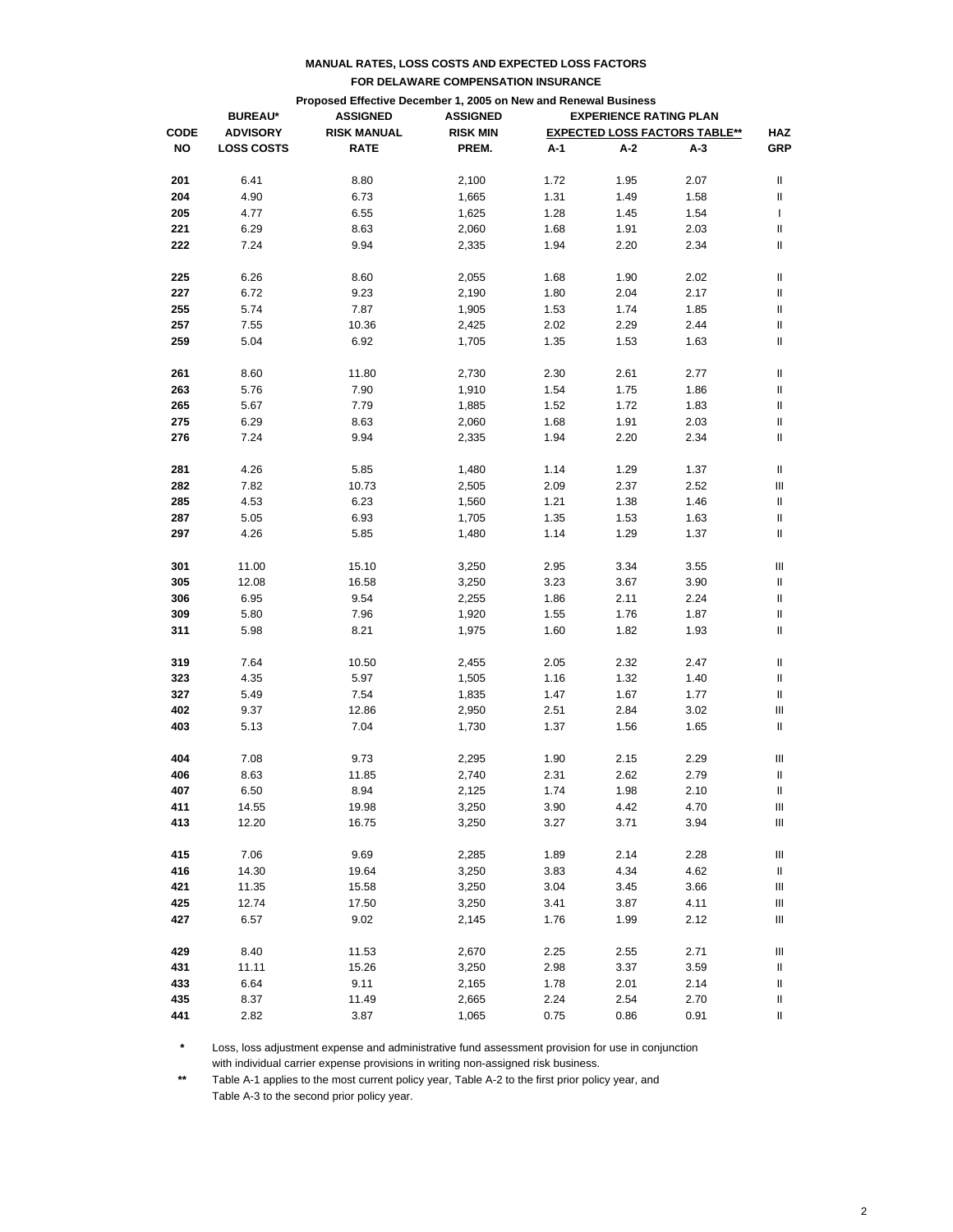**MANUAL RATES, LOSS COSTS AND EXPECTED LOSS FACTORS**

**FOR DELAWARE COMPENSATION INSURANCE**

**Proposed Effective December 1, 2005 on New and Renewal Business**

| CODE NO | BUREAU* ADVISORY LOSS COSTS | ASSIGNED RISK MANUAL RATE | ASSIGNED RISK MIN PREM. | EXPERIENCE RATING PLAN EXPECTED LOSS FACTORS TABLE** A-1 | A-2 | A-3 | HAZ GRP |
|---|---|---|---|---|---|---|---|
| 201 | 6.41 | 8.80 | 2,100 | 1.72 | 1.95 | 2.07 | II |
| 204 | 4.90 | 6.73 | 1,665 | 1.31 | 1.49 | 1.58 | II |
| 205 | 4.77 | 6.55 | 1,625 | 1.28 | 1.45 | 1.54 | I |
| 221 | 6.29 | 8.63 | 2,060 | 1.68 | 1.91 | 2.03 | II |
| 222 | 7.24 | 9.94 | 2,335 | 1.94 | 2.20 | 2.34 | II |
| 225 | 6.26 | 8.60 | 2,055 | 1.68 | 1.90 | 2.02 | II |
| 227 | 6.72 | 9.23 | 2,190 | 1.80 | 2.04 | 2.17 | II |
| 255 | 5.74 | 7.87 | 1,905 | 1.53 | 1.74 | 1.85 | II |
| 257 | 7.55 | 10.36 | 2,425 | 2.02 | 2.29 | 2.44 | II |
| 259 | 5.04 | 6.92 | 1,705 | 1.35 | 1.53 | 1.63 | II |
| 261 | 8.60 | 11.80 | 2,730 | 2.30 | 2.61 | 2.77 | II |
| 263 | 5.76 | 7.90 | 1,910 | 1.54 | 1.75 | 1.86 | II |
| 265 | 5.67 | 7.79 | 1,885 | 1.52 | 1.72 | 1.83 | II |
| 275 | 6.29 | 8.63 | 2,060 | 1.68 | 1.91 | 2.03 | II |
| 276 | 7.24 | 9.94 | 2,335 | 1.94 | 2.20 | 2.34 | II |
| 281 | 4.26 | 5.85 | 1,480 | 1.14 | 1.29 | 1.37 | II |
| 282 | 7.82 | 10.73 | 2,505 | 2.09 | 2.37 | 2.52 | III |
| 285 | 4.53 | 6.23 | 1,560 | 1.21 | 1.38 | 1.46 | II |
| 287 | 5.05 | 6.93 | 1,705 | 1.35 | 1.53 | 1.63 | II |
| 297 | 4.26 | 5.85 | 1,480 | 1.14 | 1.29 | 1.37 | II |
| 301 | 11.00 | 15.10 | 3,250 | 2.95 | 3.34 | 3.55 | III |
| 305 | 12.08 | 16.58 | 3,250 | 3.23 | 3.67 | 3.90 | II |
| 306 | 6.95 | 9.54 | 2,255 | 1.86 | 2.11 | 2.24 | II |
| 309 | 5.80 | 7.96 | 1,920 | 1.55 | 1.76 | 1.87 | II |
| 311 | 5.98 | 8.21 | 1,975 | 1.60 | 1.82 | 1.93 | II |
| 319 | 7.64 | 10.50 | 2,455 | 2.05 | 2.32 | 2.47 | II |
| 323 | 4.35 | 5.97 | 1,505 | 1.16 | 1.32 | 1.40 | II |
| 327 | 5.49 | 7.54 | 1,835 | 1.47 | 1.67 | 1.77 | II |
| 402 | 9.37 | 12.86 | 2,950 | 2.51 | 2.84 | 3.02 | III |
| 403 | 5.13 | 7.04 | 1,730 | 1.37 | 1.56 | 1.65 | II |
| 404 | 7.08 | 9.73 | 2,295 | 1.90 | 2.15 | 2.29 | III |
| 406 | 8.63 | 11.85 | 2,740 | 2.31 | 2.62 | 2.79 | II |
| 407 | 6.50 | 8.94 | 2,125 | 1.74 | 1.98 | 2.10 | II |
| 411 | 14.55 | 19.98 | 3,250 | 3.90 | 4.42 | 4.70 | III |
| 413 | 12.20 | 16.75 | 3,250 | 3.27 | 3.71 | 3.94 | III |
| 415 | 7.06 | 9.69 | 2,285 | 1.89 | 2.14 | 2.28 | III |
| 416 | 14.30 | 19.64 | 3,250 | 3.83 | 4.34 | 4.62 | II |
| 421 | 11.35 | 15.58 | 3,250 | 3.04 | 3.45 | 3.66 | III |
| 425 | 12.74 | 17.50 | 3,250 | 3.41 | 3.87 | 4.11 | III |
| 427 | 6.57 | 9.02 | 2,145 | 1.76 | 1.99 | 2.12 | III |
| 429 | 8.40 | 11.53 | 2,670 | 2.25 | 2.55 | 2.71 | III |
| 431 | 11.11 | 15.26 | 3,250 | 2.98 | 3.37 | 3.59 | II |
| 433 | 6.64 | 9.11 | 2,165 | 1.78 | 2.01 | 2.14 | II |
| 435 | 8.37 | 11.49 | 2,665 | 2.24 | 2.54 | 2.70 | II |
| 441 | 2.82 | 3.87 | 1,065 | 0.75 | 0.86 | 0.91 | II |

\* Loss, loss adjustment expense and administrative fund assessment provision for use in conjunction with individual carrier expense provisions in writing non-assigned risk business.

\** Table A-1 applies to the most current policy year, Table A-2 to the first prior policy year, and Table A-3 to the second prior policy year.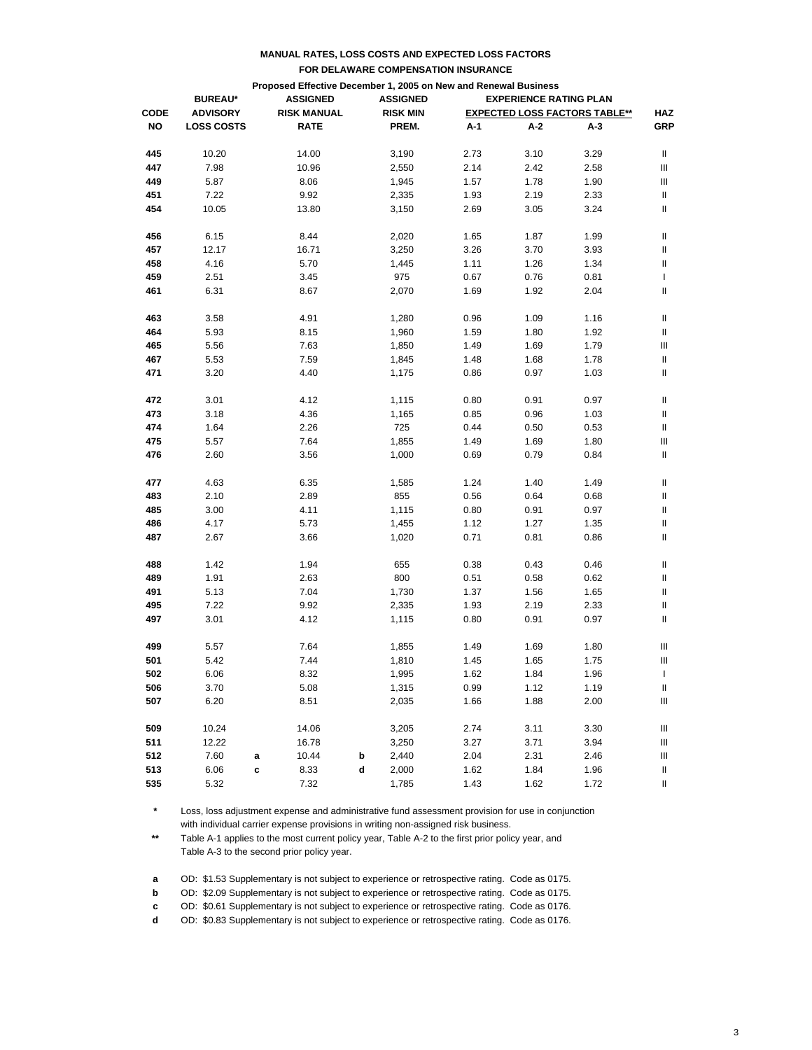**MANUAL RATES, LOSS COSTS AND EXPECTED LOSS FACTORS**

**FOR DELAWARE COMPENSATION INSURANCE**

**Proposed Effective December 1, 2005 on New and Renewal Business**

| CODE NO | BUREAU* ADVISORY LOSS COSTS | | ASSIGNED RISK MANUAL RATE | | ASSIGNED RISK MIN PREM. | EXPERIENCE RATING PLAN EXPECTED LOSS FACTORS TABLE** A-1 | A-2 | A-3 | HAZ GRP |
|---|---|---|---|---|---|---|---|---|---|
| 445 | 10.20 | | 14.00 | | 3,190 | 2.73 | 3.10 | 3.29 | II |
| 447 | 7.98 | | 10.96 | | 2,550 | 2.14 | 2.42 | 2.58 | III |
| 449 | 5.87 | | 8.06 | | 1,945 | 1.57 | 1.78 | 1.90 | III |
| 451 | 7.22 | | 9.92 | | 2,335 | 1.93 | 2.19 | 2.33 | II |
| 454 | 10.05 | | 13.80 | | 3,150 | 2.69 | 3.05 | 3.24 | II |
| 456 | 6.15 | | 8.44 | | 2,020 | 1.65 | 1.87 | 1.99 | II |
| 457 | 12.17 | | 16.71 | | 3,250 | 3.26 | 3.70 | 3.93 | II |
| 458 | 4.16 | | 5.70 | | 1,445 | 1.11 | 1.26 | 1.34 | II |
| 459 | 2.51 | | 3.45 | | 975 | 0.67 | 0.76 | 0.81 | I |
| 461 | 6.31 | | 8.67 | | 2,070 | 1.69 | 1.92 | 2.04 | II |
| 463 | 3.58 | | 4.91 | | 1,280 | 0.96 | 1.09 | 1.16 | II |
| 464 | 5.93 | | 8.15 | | 1,960 | 1.59 | 1.80 | 1.92 | II |
| 465 | 5.56 | | 7.63 | | 1,850 | 1.49 | 1.69 | 1.79 | III |
| 467 | 5.53 | | 7.59 | | 1,845 | 1.48 | 1.68 | 1.78 | II |
| 471 | 3.20 | | 4.40 | | 1,175 | 0.86 | 0.97 | 1.03 | II |
| 472 | 3.01 | | 4.12 | | 1,115 | 0.80 | 0.91 | 0.97 | II |
| 473 | 3.18 | | 4.36 | | 1,165 | 0.85 | 0.96 | 1.03 | II |
| 474 | 1.64 | | 2.26 | | 725 | 0.44 | 0.50 | 0.53 | II |
| 475 | 5.57 | | 7.64 | | 1,855 | 1.49 | 1.69 | 1.80 | III |
| 476 | 2.60 | | 3.56 | | 1,000 | 0.69 | 0.79 | 0.84 | II |
| 477 | 4.63 | | 6.35 | | 1,585 | 1.24 | 1.40 | 1.49 | II |
| 483 | 2.10 | | 2.89 | | 855 | 0.56 | 0.64 | 0.68 | II |
| 485 | 3.00 | | 4.11 | | 1,115 | 0.80 | 0.91 | 0.97 | II |
| 486 | 4.17 | | 5.73 | | 1,455 | 1.12 | 1.27 | 1.35 | II |
| 487 | 2.67 | | 3.66 | | 1,020 | 0.71 | 0.81 | 0.86 | II |
| 488 | 1.42 | | 1.94 | | 655 | 0.38 | 0.43 | 0.46 | II |
| 489 | 1.91 | | 2.63 | | 800 | 0.51 | 0.58 | 0.62 | II |
| 491 | 5.13 | | 7.04 | | 1,730 | 1.37 | 1.56 | 1.65 | II |
| 495 | 7.22 | | 9.92 | | 2,335 | 1.93 | 2.19 | 2.33 | II |
| 497 | 3.01 | | 4.12 | | 1,115 | 0.80 | 0.91 | 0.97 | II |
| 499 | 5.57 | | 7.64 | | 1,855 | 1.49 | 1.69 | 1.80 | III |
| 501 | 5.42 | | 7.44 | | 1,810 | 1.45 | 1.65 | 1.75 | III |
| 502 | 6.06 | | 8.32 | | 1,995 | 1.62 | 1.84 | 1.96 | I |
| 506 | 3.70 | | 5.08 | | 1,315 | 0.99 | 1.12 | 1.19 | II |
| 507 | 6.20 | | 8.51 | | 2,035 | 1.66 | 1.88 | 2.00 | III |
| 509 | 10.24 | | 14.06 | | 3,205 | 2.74 | 3.11 | 3.30 | III |
| 511 | 12.22 | | 16.78 | | 3,250 | 3.27 | 3.71 | 3.94 | III |
| 512 | 7.60 | a | 10.44 | b | 2,440 | 2.04 | 2.31 | 2.46 | III |
| 513 | 6.06 | c | 8.33 | d | 2,000 | 1.62 | 1.84 | 1.96 | II |
| 535 | 5.32 | | 7.32 | | 1,785 | 1.43 | 1.62 | 1.72 | II |

\* Loss, loss adjustment expense and administrative fund assessment provision for use in conjunction with individual carrier expense provisions in writing non-assigned risk business.

** Table A-1 applies to the most current policy year, Table A-2 to the first prior policy year, and Table A-3 to the second prior policy year.

**a** OD: $1.53 Supplementary is not subject to experience or retrospective rating. Code as 0175.

**b** OD: $2.09 Supplementary is not subject to experience or retrospective rating. Code as 0175.

**c** OD: $0.61 Supplementary is not subject to experience or retrospective rating. Code as 0176.

**d** OD: $0.83 Supplementary is not subject to experience or retrospective rating. Code as 0176.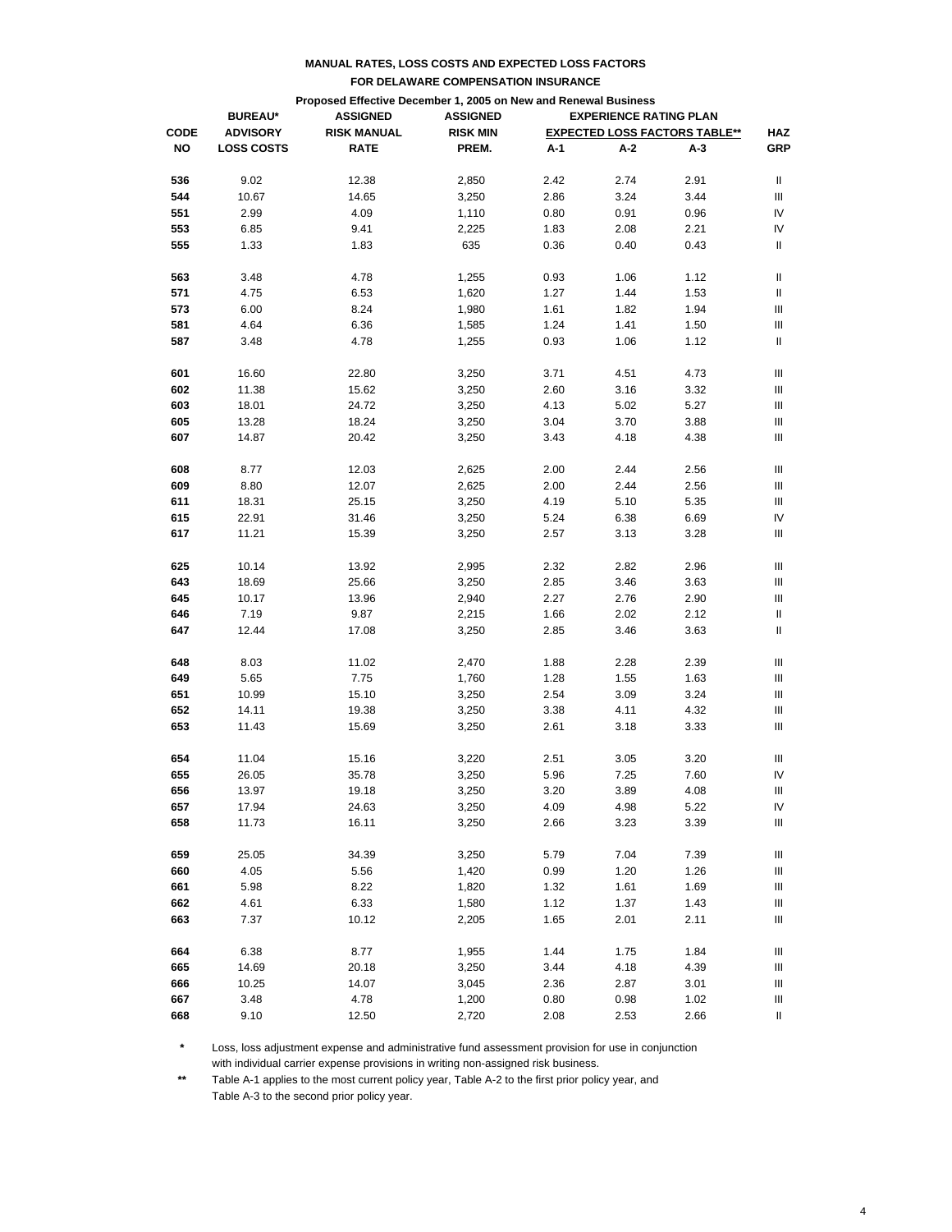**MANUAL RATES, LOSS COSTS AND EXPECTED LOSS FACTORS**

**FOR DELAWARE COMPENSATION INSURANCE**

**Proposed Effective December 1, 2005 on New and Renewal Business**

| CODE NO | BUREAU* ADVISORY LOSS COSTS | ASSIGNED RISK MANUAL RATE | ASSIGNED RISK MIN PREM. | EXPERIENCE RATING PLAN EXPECTED LOSS FACTORS TABLE** A-1 | A-2 | A-3 | HAZ GRP |
|---|---|---|---|---|---|---|---|
| 536 | 9.02 | 12.38 | 2,850 | 2.42 | 2.74 | 2.91 | II |
| 544 | 10.67 | 14.65 | 3,250 | 2.86 | 3.24 | 3.44 | III |
| 551 | 2.99 | 4.09 | 1,110 | 0.80 | 0.91 | 0.96 | IV |
| 553 | 6.85 | 9.41 | 2,225 | 1.83 | 2.08 | 2.21 | IV |
| 555 | 1.33 | 1.83 | 635 | 0.36 | 0.40 | 0.43 | II |
| 563 | 3.48 | 4.78 | 1,255 | 0.93 | 1.06 | 1.12 | II |
| 571 | 4.75 | 6.53 | 1,620 | 1.27 | 1.44 | 1.53 | II |
| 573 | 6.00 | 8.24 | 1,980 | 1.61 | 1.82 | 1.94 | III |
| 581 | 4.64 | 6.36 | 1,585 | 1.24 | 1.41 | 1.50 | III |
| 587 | 3.48 | 4.78 | 1,255 | 0.93 | 1.06 | 1.12 | II |
| 601 | 16.60 | 22.80 | 3,250 | 3.71 | 4.51 | 4.73 | III |
| 602 | 11.38 | 15.62 | 3,250 | 2.60 | 3.16 | 3.32 | III |
| 603 | 18.01 | 24.72 | 3,250 | 4.13 | 5.02 | 5.27 | III |
| 605 | 13.28 | 18.24 | 3,250 | 3.04 | 3.70 | 3.88 | III |
| 607 | 14.87 | 20.42 | 3,250 | 3.43 | 4.18 | 4.38 | III |
| 608 | 8.77 | 12.03 | 2,625 | 2.00 | 2.44 | 2.56 | III |
| 609 | 8.80 | 12.07 | 2,625 | 2.00 | 2.44 | 2.56 | III |
| 611 | 18.31 | 25.15 | 3,250 | 4.19 | 5.10 | 5.35 | III |
| 615 | 22.91 | 31.46 | 3,250 | 5.24 | 6.38 | 6.69 | IV |
| 617 | 11.21 | 15.39 | 3,250 | 2.57 | 3.13 | 3.28 | III |
| 625 | 10.14 | 13.92 | 2,995 | 2.32 | 2.82 | 2.96 | III |
| 643 | 18.69 | 25.66 | 3,250 | 2.85 | 3.46 | 3.63 | III |
| 645 | 10.17 | 13.96 | 2,940 | 2.27 | 2.76 | 2.90 | III |
| 646 | 7.19 | 9.87 | 2,215 | 1.66 | 2.02 | 2.12 | II |
| 647 | 12.44 | 17.08 | 3,250 | 2.85 | 3.46 | 3.63 | II |
| 648 | 8.03 | 11.02 | 2,470 | 1.88 | 2.28 | 2.39 | III |
| 649 | 5.65 | 7.75 | 1,760 | 1.28 | 1.55 | 1.63 | III |
| 651 | 10.99 | 15.10 | 3,250 | 2.54 | 3.09 | 3.24 | III |
| 652 | 14.11 | 19.38 | 3,250 | 3.38 | 4.11 | 4.32 | III |
| 653 | 11.43 | 15.69 | 3,250 | 2.61 | 3.18 | 3.33 | III |
| 654 | 11.04 | 15.16 | 3,220 | 2.51 | 3.05 | 3.20 | III |
| 655 | 26.05 | 35.78 | 3,250 | 5.96 | 7.25 | 7.60 | IV |
| 656 | 13.97 | 19.18 | 3,250 | 3.20 | 3.89 | 4.08 | III |
| 657 | 17.94 | 24.63 | 3,250 | 4.09 | 4.98 | 5.22 | IV |
| 658 | 11.73 | 16.11 | 3,250 | 2.66 | 3.23 | 3.39 | III |
| 659 | 25.05 | 34.39 | 3,250 | 5.79 | 7.04 | 7.39 | III |
| 660 | 4.05 | 5.56 | 1,420 | 0.99 | 1.20 | 1.26 | III |
| 661 | 5.98 | 8.22 | 1,820 | 1.32 | 1.61 | 1.69 | III |
| 662 | 4.61 | 6.33 | 1,580 | 1.12 | 1.37 | 1.43 | III |
| 663 | 7.37 | 10.12 | 2,205 | 1.65 | 2.01 | 2.11 | III |
| 664 | 6.38 | 8.77 | 1,955 | 1.44 | 1.75 | 1.84 | III |
| 665 | 14.69 | 20.18 | 3,250 | 3.44 | 4.18 | 4.39 | III |
| 666 | 10.25 | 14.07 | 3,045 | 2.36 | 2.87 | 3.01 | III |
| 667 | 3.48 | 4.78 | 1,200 | 0.80 | 0.98 | 1.02 | III |
| 668 | 9.10 | 12.50 | 2,720 | 2.08 | 2.53 | 2.66 | II |

\* Loss, loss adjustment expense and administrative fund assessment provision for use in conjunction with individual carrier expense provisions in writing non-assigned risk business.

\*\* Table A-1 applies to the most current policy year, Table A-2 to the first prior policy year, and Table A-3 to the second prior policy year.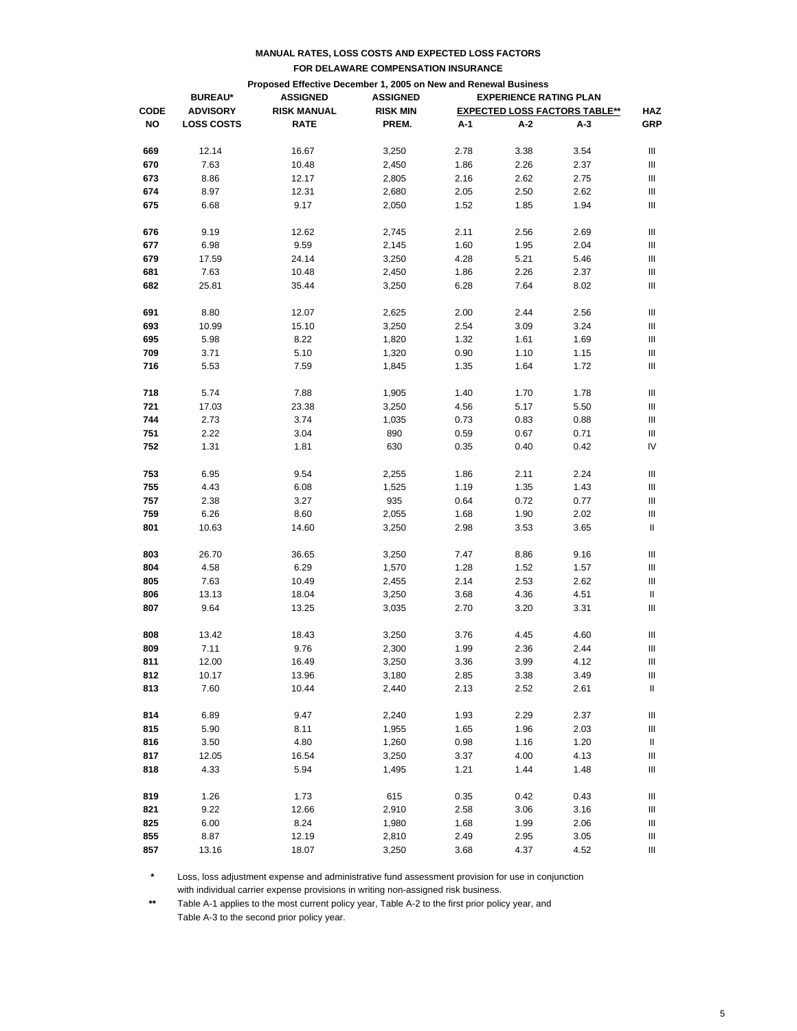**MANUAL RATES, LOSS COSTS AND EXPECTED LOSS FACTORS**

**FOR DELAWARE COMPENSATION INSURANCE**

**Proposed Effective December 1, 2005 on New and Renewal Business**

| CODE NO | BUREAU* ADVISORY LOSS COSTS | ASSIGNED RISK MANUAL RATE | ASSIGNED RISK MIN PREM. | EXPERIENCE RATING PLAN EXPECTED LOSS FACTORS TABLE** A-1 | A-2 | A-3 | HAZ GRP |
|---|---|---|---|---|---|---|---|
| 669 | 12.14 | 16.67 | 3,250 | 2.78 | 3.38 | 3.54 | III |
| 670 | 7.63 | 10.48 | 2,450 | 1.86 | 2.26 | 2.37 | III |
| 673 | 8.86 | 12.17 | 2,805 | 2.16 | 2.62 | 2.75 | III |
| 674 | 8.97 | 12.31 | 2,680 | 2.05 | 2.50 | 2.62 | III |
| 675 | 6.68 | 9.17 | 2,050 | 1.52 | 1.85 | 1.94 | III |
| 676 | 9.19 | 12.62 | 2,745 | 2.11 | 2.56 | 2.69 | III |
| 677 | 6.98 | 9.59 | 2,145 | 1.60 | 1.95 | 2.04 | III |
| 679 | 17.59 | 24.14 | 3,250 | 4.28 | 5.21 | 5.46 | III |
| 681 | 7.63 | 10.48 | 2,450 | 1.86 | 2.26 | 2.37 | III |
| 682 | 25.81 | 35.44 | 3,250 | 6.28 | 7.64 | 8.02 | III |
| 691 | 8.80 | 12.07 | 2,625 | 2.00 | 2.44 | 2.56 | III |
| 693 | 10.99 | 15.10 | 3,250 | 2.54 | 3.09 | 3.24 | III |
| 695 | 5.98 | 8.22 | 1,820 | 1.32 | 1.61 | 1.69 | III |
| 709 | 3.71 | 5.10 | 1,320 | 0.90 | 1.10 | 1.15 | III |
| 716 | 5.53 | 7.59 | 1,845 | 1.35 | 1.64 | 1.72 | III |
| 718 | 5.74 | 7.88 | 1,905 | 1.40 | 1.70 | 1.78 | III |
| 721 | 17.03 | 23.38 | 3,250 | 4.56 | 5.17 | 5.50 | III |
| 744 | 2.73 | 3.74 | 1,035 | 0.73 | 0.83 | 0.88 | III |
| 751 | 2.22 | 3.04 | 890 | 0.59 | 0.67 | 0.71 | III |
| 752 | 1.31 | 1.81 | 630 | 0.35 | 0.40 | 0.42 | IV |
| 753 | 6.95 | 9.54 | 2,255 | 1.86 | 2.11 | 2.24 | III |
| 755 | 4.43 | 6.08 | 1,525 | 1.19 | 1.35 | 1.43 | III |
| 757 | 2.38 | 3.27 | 935 | 0.64 | 0.72 | 0.77 | III |
| 759 | 6.26 | 8.60 | 2,055 | 1.68 | 1.90 | 2.02 | III |
| 801 | 10.63 | 14.60 | 3,250 | 2.98 | 3.53 | 3.65 | II |
| 803 | 26.70 | 36.65 | 3,250 | 7.47 | 8.86 | 9.16 | III |
| 804 | 4.58 | 6.29 | 1,570 | 1.28 | 1.52 | 1.57 | III |
| 805 | 7.63 | 10.49 | 2,455 | 2.14 | 2.53 | 2.62 | III |
| 806 | 13.13 | 18.04 | 3,250 | 3.68 | 4.36 | 4.51 | II |
| 807 | 9.64 | 13.25 | 3,035 | 2.70 | 3.20 | 3.31 | III |
| 808 | 13.42 | 18.43 | 3,250 | 3.76 | 4.45 | 4.60 | III |
| 809 | 7.11 | 9.76 | 2,300 | 1.99 | 2.36 | 2.44 | III |
| 811 | 12.00 | 16.49 | 3,250 | 3.36 | 3.99 | 4.12 | III |
| 812 | 10.17 | 13.96 | 3,180 | 2.85 | 3.38 | 3.49 | III |
| 813 | 7.60 | 10.44 | 2,440 | 2.13 | 2.52 | 2.61 | II |
| 814 | 6.89 | 9.47 | 2,240 | 1.93 | 2.29 | 2.37 | III |
| 815 | 5.90 | 8.11 | 1,955 | 1.65 | 1.96 | 2.03 | III |
| 816 | 3.50 | 4.80 | 1,260 | 0.98 | 1.16 | 1.20 | II |
| 817 | 12.05 | 16.54 | 3,250 | 3.37 | 4.00 | 4.13 | III |
| 818 | 4.33 | 5.94 | 1,495 | 1.21 | 1.44 | 1.48 | III |
| 819 | 1.26 | 1.73 | 615 | 0.35 | 0.42 | 0.43 | III |
| 821 | 9.22 | 12.66 | 2,910 | 2.58 | 3.06 | 3.16 | III |
| 825 | 6.00 | 8.24 | 1,980 | 1.68 | 1.99 | 2.06 | III |
| 855 | 8.87 | 12.19 | 2,810 | 2.49 | 2.95 | 3.05 | III |
| 857 | 13.16 | 18.07 | 3,250 | 3.68 | 4.37 | 4.52 | III |

\* Loss, loss adjustment expense and administrative fund assessment provision for use in conjunction with individual carrier expense provisions in writing non-assigned risk business.

\*\* Table A-1 applies to the most current policy year, Table A-2 to the first prior policy year, and Table A-3 to the second prior policy year.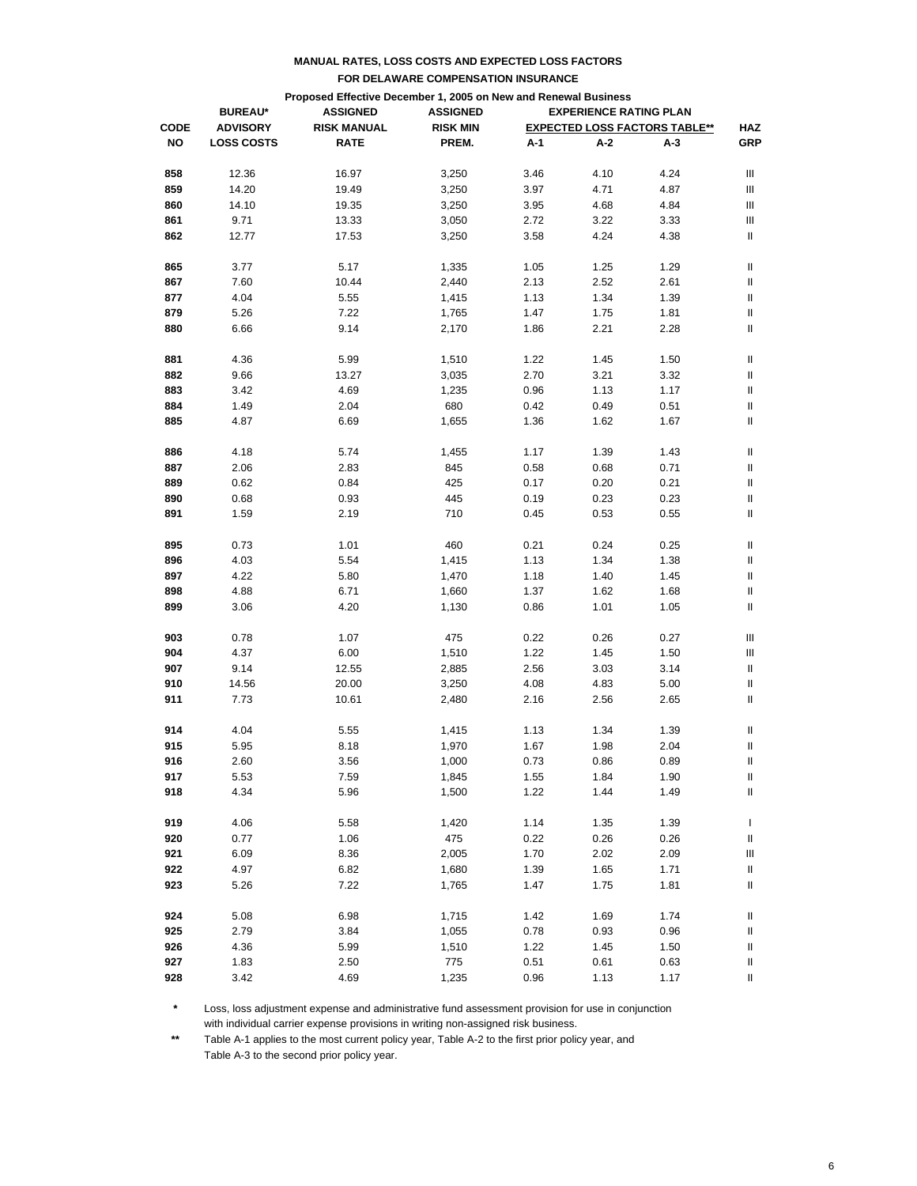**MANUAL RATES, LOSS COSTS AND EXPECTED LOSS FACTORS**

**FOR DELAWARE COMPENSATION INSURANCE**

**Proposed Effective December 1, 2005 on New and Renewal Business**

| CODE NO | BUREAU* ADVISORY LOSS COSTS | ASSIGNED RISK MANUAL RATE | ASSIGNED RISK MIN PREM. | EXPERIENCE RATING PLAN EXPECTED LOSS FACTORS TABLE** A-1 | A-2 | A-3 | HAZ GRP |
|---|---|---|---|---|---|---|---|
| 858 | 12.36 | 16.97 | 3,250 | 3.46 | 4.10 | 4.24 | III |
| 859 | 14.20 | 19.49 | 3,250 | 3.97 | 4.71 | 4.87 | III |
| 860 | 14.10 | 19.35 | 3,250 | 3.95 | 4.68 | 4.84 | III |
| 861 | 9.71 | 13.33 | 3,050 | 2.72 | 3.22 | 3.33 | III |
| 862 | 12.77 | 17.53 | 3,250 | 3.58 | 4.24 | 4.38 | II |
| 865 | 3.77 | 5.17 | 1,335 | 1.05 | 1.25 | 1.29 | II |
| 867 | 7.60 | 10.44 | 2,440 | 2.13 | 2.52 | 2.61 | II |
| 877 | 4.04 | 5.55 | 1,415 | 1.13 | 1.34 | 1.39 | II |
| 879 | 5.26 | 7.22 | 1,765 | 1.47 | 1.75 | 1.81 | II |
| 880 | 6.66 | 9.14 | 2,170 | 1.86 | 2.21 | 2.28 | II |
| 881 | 4.36 | 5.99 | 1,510 | 1.22 | 1.45 | 1.50 | II |
| 882 | 9.66 | 13.27 | 3,035 | 2.70 | 3.21 | 3.32 | II |
| 883 | 3.42 | 4.69 | 1,235 | 0.96 | 1.13 | 1.17 | II |
| 884 | 1.49 | 2.04 | 680 | 0.42 | 0.49 | 0.51 | II |
| 885 | 4.87 | 6.69 | 1,655 | 1.36 | 1.62 | 1.67 | II |
| 886 | 4.18 | 5.74 | 1,455 | 1.17 | 1.39 | 1.43 | II |
| 887 | 2.06 | 2.83 | 845 | 0.58 | 0.68 | 0.71 | II |
| 889 | 0.62 | 0.84 | 425 | 0.17 | 0.20 | 0.21 | II |
| 890 | 0.68 | 0.93 | 445 | 0.19 | 0.23 | 0.23 | II |
| 891 | 1.59 | 2.19 | 710 | 0.45 | 0.53 | 0.55 | II |
| 895 | 0.73 | 1.01 | 460 | 0.21 | 0.24 | 0.25 | II |
| 896 | 4.03 | 5.54 | 1,415 | 1.13 | 1.34 | 1.38 | II |
| 897 | 4.22 | 5.80 | 1,470 | 1.18 | 1.40 | 1.45 | II |
| 898 | 4.88 | 6.71 | 1,660 | 1.37 | 1.62 | 1.68 | II |
| 899 | 3.06 | 4.20 | 1,130 | 0.86 | 1.01 | 1.05 | II |
| 903 | 0.78 | 1.07 | 475 | 0.22 | 0.26 | 0.27 | III |
| 904 | 4.37 | 6.00 | 1,510 | 1.22 | 1.45 | 1.50 | III |
| 907 | 9.14 | 12.55 | 2,885 | 2.56 | 3.03 | 3.14 | II |
| 910 | 14.56 | 20.00 | 3,250 | 4.08 | 4.83 | 5.00 | II |
| 911 | 7.73 | 10.61 | 2,480 | 2.16 | 2.56 | 2.65 | II |
| 914 | 4.04 | 5.55 | 1,415 | 1.13 | 1.34 | 1.39 | II |
| 915 | 5.95 | 8.18 | 1,970 | 1.67 | 1.98 | 2.04 | II |
| 916 | 2.60 | 3.56 | 1,000 | 0.73 | 0.86 | 0.89 | II |
| 917 | 5.53 | 7.59 | 1,845 | 1.55 | 1.84 | 1.90 | II |
| 918 | 4.34 | 5.96 | 1,500 | 1.22 | 1.44 | 1.49 | II |
| 919 | 4.06 | 5.58 | 1,420 | 1.14 | 1.35 | 1.39 | I |
| 920 | 0.77 | 1.06 | 475 | 0.22 | 0.26 | 0.26 | II |
| 921 | 6.09 | 8.36 | 2,005 | 1.70 | 2.02 | 2.09 | III |
| 922 | 4.97 | 6.82 | 1,680 | 1.39 | 1.65 | 1.71 | II |
| 923 | 5.26 | 7.22 | 1,765 | 1.47 | 1.75 | 1.81 | II |
| 924 | 5.08 | 6.98 | 1,715 | 1.42 | 1.69 | 1.74 | II |
| 925 | 2.79 | 3.84 | 1,055 | 0.78 | 0.93 | 0.96 | II |
| 926 | 4.36 | 5.99 | 1,510 | 1.22 | 1.45 | 1.50 | II |
| 927 | 1.83 | 2.50 | 775 | 0.51 | 0.61 | 0.63 | II |
| 928 | 3.42 | 4.69 | 1,235 | 0.96 | 1.13 | 1.17 | II |

\* Loss, loss adjustment expense and administrative fund assessment provision for use in conjunction with individual carrier expense provisions in writing non-assigned risk business.

\*\* Table A-1 applies to the most current policy year, Table A-2 to the first prior policy year, and Table A-3 to the second prior policy year.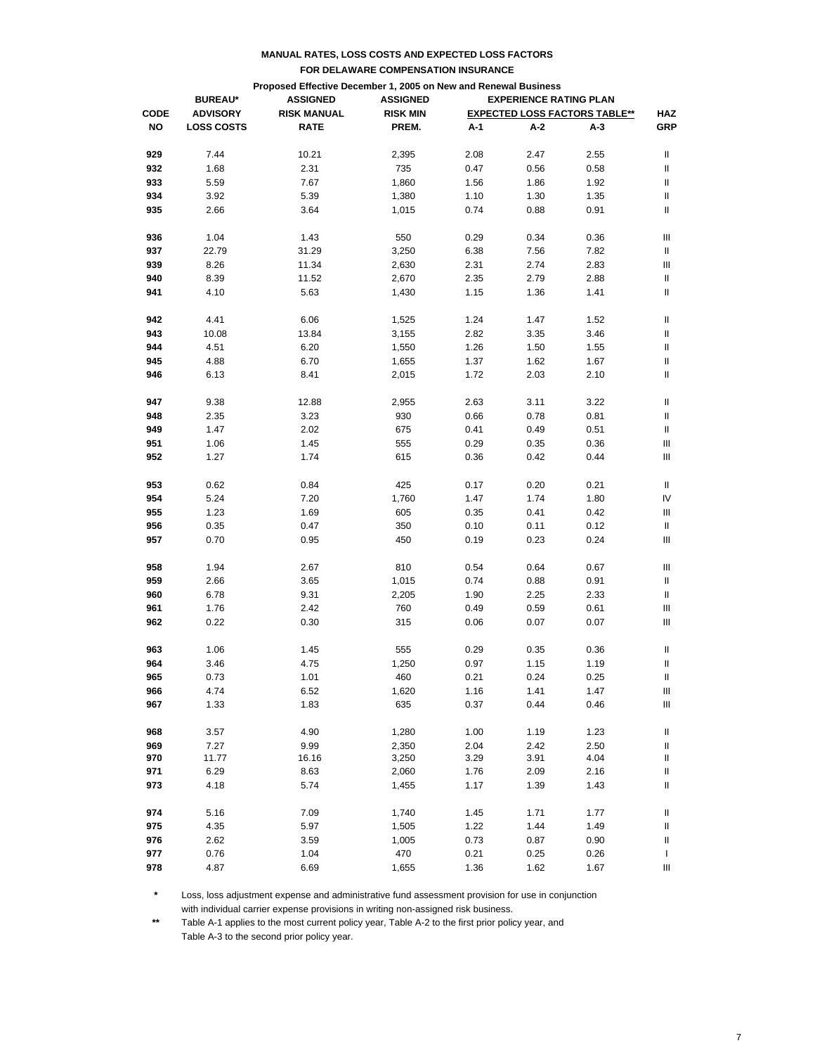**MANUAL RATES, LOSS COSTS AND EXPECTED LOSS FACTORS**

**FOR DELAWARE COMPENSATION INSURANCE**

**Proposed Effective December 1, 2005 on New and Renewal Business**

| CODE NO | BUREAU* ADVISORY LOSS COSTS | ASSIGNED RISK MANUAL RATE | ASSIGNED RISK MIN PREM. | EXPERIENCE RATING PLAN EXPECTED LOSS FACTORS TABLE** A-1 | A-2 | A-3 | HAZ GRP |
|---|---|---|---|---|---|---|---|
| 929 | 7.44 | 10.21 | 2,395 | 2.08 | 2.47 | 2.55 | II |
| 932 | 1.68 | 2.31 | 735 | 0.47 | 0.56 | 0.58 | II |
| 933 | 5.59 | 7.67 | 1,860 | 1.56 | 1.86 | 1.92 | II |
| 934 | 3.92 | 5.39 | 1,380 | 1.10 | 1.30 | 1.35 | II |
| 935 | 2.66 | 3.64 | 1,015 | 0.74 | 0.88 | 0.91 | II |
| 936 | 1.04 | 1.43 | 550 | 0.29 | 0.34 | 0.36 | III |
| 937 | 22.79 | 31.29 | 3,250 | 6.38 | 7.56 | 7.82 | II |
| 939 | 8.26 | 11.34 | 2,630 | 2.31 | 2.74 | 2.83 | III |
| 940 | 8.39 | 11.52 | 2,670 | 2.35 | 2.79 | 2.88 | II |
| 941 | 4.10 | 5.63 | 1,430 | 1.15 | 1.36 | 1.41 | II |
| 942 | 4.41 | 6.06 | 1,525 | 1.24 | 1.47 | 1.52 | II |
| 943 | 10.08 | 13.84 | 3,155 | 2.82 | 3.35 | 3.46 | II |
| 944 | 4.51 | 6.20 | 1,550 | 1.26 | 1.50 | 1.55 | II |
| 945 | 4.88 | 6.70 | 1,655 | 1.37 | 1.62 | 1.67 | II |
| 946 | 6.13 | 8.41 | 2,015 | 1.72 | 2.03 | 2.10 | II |
| 947 | 9.38 | 12.88 | 2,955 | 2.63 | 3.11 | 3.22 | II |
| 948 | 2.35 | 3.23 | 930 | 0.66 | 0.78 | 0.81 | II |
| 949 | 1.47 | 2.02 | 675 | 0.41 | 0.49 | 0.51 | II |
| 951 | 1.06 | 1.45 | 555 | 0.29 | 0.35 | 0.36 | III |
| 952 | 1.27 | 1.74 | 615 | 0.36 | 0.42 | 0.44 | III |
| 953 | 0.62 | 0.84 | 425 | 0.17 | 0.20 | 0.21 | II |
| 954 | 5.24 | 7.20 | 1,760 | 1.47 | 1.74 | 1.80 | IV |
| 955 | 1.23 | 1.69 | 605 | 0.35 | 0.41 | 0.42 | III |
| 956 | 0.35 | 0.47 | 350 | 0.10 | 0.11 | 0.12 | II |
| 957 | 0.70 | 0.95 | 450 | 0.19 | 0.23 | 0.24 | III |
| 958 | 1.94 | 2.67 | 810 | 0.54 | 0.64 | 0.67 | III |
| 959 | 2.66 | 3.65 | 1,015 | 0.74 | 0.88 | 0.91 | II |
| 960 | 6.78 | 9.31 | 2,205 | 1.90 | 2.25 | 2.33 | II |
| 961 | 1.76 | 2.42 | 760 | 0.49 | 0.59 | 0.61 | III |
| 962 | 0.22 | 0.30 | 315 | 0.06 | 0.07 | 0.07 | III |
| 963 | 1.06 | 1.45 | 555 | 0.29 | 0.35 | 0.36 | II |
| 964 | 3.46 | 4.75 | 1,250 | 0.97 | 1.15 | 1.19 | II |
| 965 | 0.73 | 1.01 | 460 | 0.21 | 0.24 | 0.25 | II |
| 966 | 4.74 | 6.52 | 1,620 | 1.16 | 1.41 | 1.47 | III |
| 967 | 1.33 | 1.83 | 635 | 0.37 | 0.44 | 0.46 | III |
| 968 | 3.57 | 4.90 | 1,280 | 1.00 | 1.19 | 1.23 | II |
| 969 | 7.27 | 9.99 | 2,350 | 2.04 | 2.42 | 2.50 | II |
| 970 | 11.77 | 16.16 | 3,250 | 3.29 | 3.91 | 4.04 | II |
| 971 | 6.29 | 8.63 | 2,060 | 1.76 | 2.09 | 2.16 | II |
| 973 | 4.18 | 5.74 | 1,455 | 1.17 | 1.39 | 1.43 | II |
| 974 | 5.16 | 7.09 | 1,740 | 1.45 | 1.71 | 1.77 | II |
| 975 | 4.35 | 5.97 | 1,505 | 1.22 | 1.44 | 1.49 | II |
| 976 | 2.62 | 3.59 | 1,005 | 0.73 | 0.87 | 0.90 | II |
| 977 | 0.76 | 1.04 | 470 | 0.21 | 0.25 | 0.26 | I |
| 978 | 4.87 | 6.69 | 1,655 | 1.36 | 1.62 | 1.67 | III |

\* Loss, loss adjustment expense and administrative fund assessment provision for use in conjunction with individual carrier expense provisions in writing non-assigned risk business.

\*\* Table A-1 applies to the most current policy year, Table A-2 to the first prior policy year, and Table A-3 to the second prior policy year.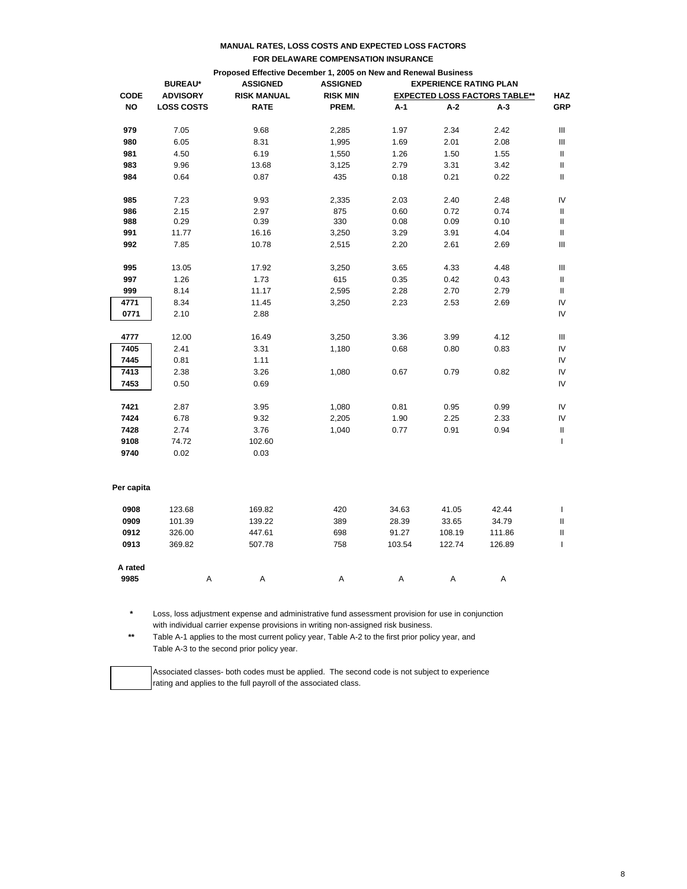**MANUAL RATES, LOSS COSTS AND EXPECTED LOSS FACTORS**

**FOR DELAWARE COMPENSATION INSURANCE**

**Proposed Effective December 1, 2005 on New and Renewal Business**

| CODE NO | BUREAU* ADVISORY LOSS COSTS | ASSIGNED RISK MANUAL RATE | ASSIGNED RISK MIN PREM. | EXPERIENCE RATING PLAN EXPECTED LOSS FACTORS TABLE** A-1 | A-2 | A-3 | HAZ GRP |
|---|---|---|---|---|---|---|---|
| 979 | 7.05 | 9.68 | 2,285 | 1.97 | 2.34 | 2.42 | III |
| 980 | 6.05 | 8.31 | 1,995 | 1.69 | 2.01 | 2.08 | III |
| 981 | 4.50 | 6.19 | 1,550 | 1.26 | 1.50 | 1.55 | II |
| 983 | 9.96 | 13.68 | 3,125 | 2.79 | 3.31 | 3.42 | II |
| 984 | 0.64 | 0.87 | 435 | 0.18 | 0.21 | 0.22 | II |
| 985 | 7.23 | 9.93 | 2,335 | 2.03 | 2.40 | 2.48 | IV |
| 986 | 2.15 | 2.97 | 875 | 0.60 | 0.72 | 0.74 | II |
| 988 | 0.29 | 0.39 | 330 | 0.08 | 0.09 | 0.10 | II |
| 991 | 11.77 | 16.16 | 3,250 | 3.29 | 3.91 | 4.04 | II |
| 992 | 7.85 | 10.78 | 2,515 | 2.20 | 2.61 | 2.69 | III |
| 995 | 13.05 | 17.92 | 3,250 | 3.65 | 4.33 | 4.48 | III |
| 997 | 1.26 | 1.73 | 615 | 0.35 | 0.42 | 0.43 | II |
| 999 | 8.14 | 11.17 | 2,595 | 2.28 | 2.70 | 2.79 | II |
| 4771 | 8.34 | 11.45 | 3,250 | 2.23 | 2.53 | 2.69 | IV |
| 0771 | 2.10 | 2.88 | | | | | IV |
| 4777 | 12.00 | 16.49 | 3,250 | 3.36 | 3.99 | 4.12 | III |
| 7405 | 2.41 | 3.31 | 1,180 | 0.68 | 0.80 | 0.83 | IV |
| 7445 | 0.81 | 1.11 | | | | | IV |
| 7413 | 2.38 | 3.26 | 1,080 | 0.67 | 0.79 | 0.82 | IV |
| 7453 | 0.50 | 0.69 | | | | | IV |
| 7421 | 2.87 | 3.95 | 1,080 | 0.81 | 0.95 | 0.99 | IV |
| 7424 | 6.78 | 9.32 | 2,205 | 1.90 | 2.25 | 2.33 | IV |
| 7428 | 2.74 | 3.76 | 1,040 | 0.77 | 0.91 | 0.94 | II |
| 9108 | 74.72 | 102.60 | | | | | I |
| 9740 | 0.02 | 0.03 | | | | | |
| **Per capita** | | | | | | | |
| 0908 | 123.68 | 169.82 | 420 | 34.63 | 41.05 | 42.44 | I |
| 0909 | 101.39 | 139.22 | 389 | 28.39 | 33.65 | 34.79 | II |
| 0912 | 326.00 | 447.61 | 698 | 91.27 | 108.19 | 111.86 | II |
| 0913 | 369.82 | 507.78 | 758 | 103.54 | 122.74 | 126.89 | I |
| **A rated** | | | | | | | |
| 9985 | A | A | A | A | A | A | |

\* Loss, loss adjustment expense and administrative fund assessment provision for use in conjunction with individual carrier expense provisions in writing non-assigned risk business.

\*\* Table A-1 applies to the most current policy year, Table A-2 to the first prior policy year, and Table A-3 to the second prior policy year.

[boxed] Associated classes- both codes must be applied. The second code is not subject to experience rating and applies to the full payroll of the associated class.